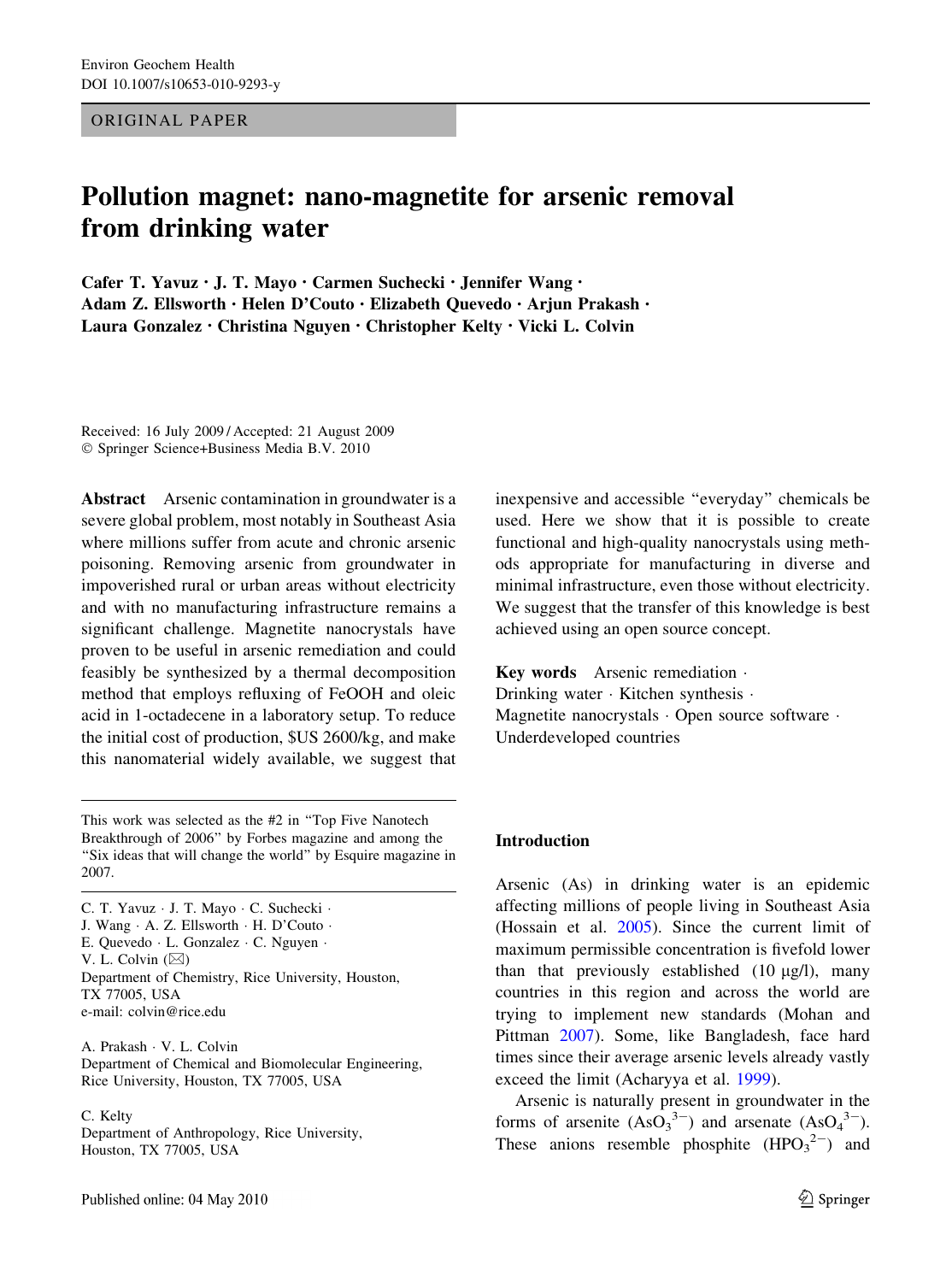Environ Geochem Health
DOI 10.1007/s10653-010-9293-y

ORIGINAL PAPER

# Pollution magnet: nano-magnetite for arsenic removal from drinking water

**Cafer T. Yavuz · J. T. Mayo · Carmen Suchecki · Jennifer Wang · Adam Z. Ellsworth · Helen D'Couto · Elizabeth Quevedo · Arjun Prakash · Laura Gonzalez · Christina Nguyen · Christopher Kelty · Vicki L. Colvin**

Received: 16 July 2009 / Accepted: 21 August 2009
© Springer Science+Business Media B.V. 2010

**Abstract** Arsenic contamination in groundwater is a severe global problem, most notably in Southeast Asia where millions suffer from acute and chronic arsenic poisoning. Removing arsenic from groundwater in impoverished rural or urban areas without electricity and with no manufacturing infrastructure remains a significant challenge. Magnetite nanocrystals have proven to be useful in arsenic remediation and could feasibly be synthesized by a thermal decomposition method that employs refluxing of FeOOH and oleic acid in 1-octadecene in a laboratory setup. To reduce the initial cost of production, $US 2600/kg, and make this nanomaterial widely available, we suggest that inexpensive and accessible "everyday" chemicals be used. Here we show that it is possible to create functional and high-quality nanocrystals using methods appropriate for manufacturing in diverse and minimal infrastructure, even those without electricity. We suggest that the transfer of this knowledge is best achieved using an open source concept.

**Key words** Arsenic remediation · Drinking water · Kitchen synthesis · Magnetite nanocrystals · Open source software · Underdeveloped countries

This work was selected as the #2 in "Top Five Nanotech Breakthrough of 2006" by Forbes magazine and among the "Six ideas that will change the world" by Esquire magazine in 2007.

C. T. Yavuz · J. T. Mayo · C. Suchecki · J. Wang · A. Z. Ellsworth · H. D'Couto · E. Quevedo · L. Gonzalez · C. Nguyen · V. L. Colvin (✉)
Department of Chemistry, Rice University, Houston, TX 77005, USA
e-mail: colvin@rice.edu

A. Prakash · V. L. Colvin
Department of Chemical and Biomolecular Engineering, Rice University, Houston, TX 77005, USA

C. Kelty
Department of Anthropology, Rice University, Houston, TX 77005, USA

## Introduction

Arsenic (As) in drinking water is an epidemic affecting millions of people living in Southeast Asia (Hossain et al. 2005). Since the current limit of maximum permissible concentration is fivefold lower than that previously established (10 μg/l), many countries in this region and across the world are trying to implement new standards (Mohan and Pittman 2007). Some, like Bangladesh, face hard times since their average arsenic levels already vastly exceed the limit (Acharyya et al. 1999).

Arsenic is naturally present in groundwater in the forms of arsenite ($AsO_3^{3-}$) and arsenate ($AsO_4^{3-}$). These anions resemble phosphite ($HPO_3^{2-}$) and

Published online: 04 May 2010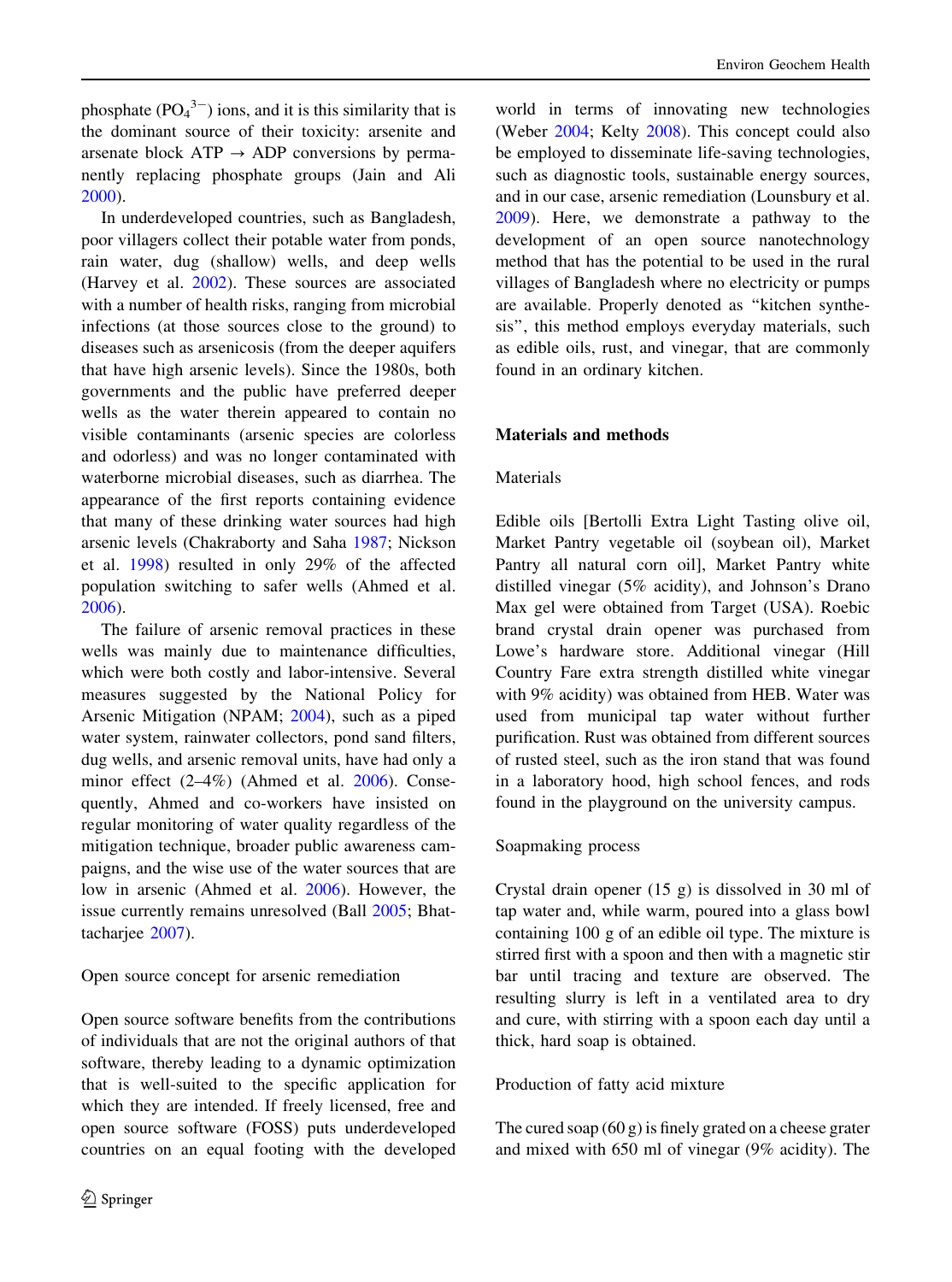phosphate ($PO_4^{3-}$) ions, and it is this similarity that is the dominant source of their toxicity: arsenite and arsenate block ATP → ADP conversions by permanently replacing phosphate groups (Jain and Ali 2000).

In underdeveloped countries, such as Bangladesh, poor villagers collect their potable water from ponds, rain water, dug (shallow) wells, and deep wells (Harvey et al. 2002). These sources are associated with a number of health risks, ranging from microbial infections (at those sources close to the ground) to diseases such as arsenicosis (from the deeper aquifers that have high arsenic levels). Since the 1980s, both governments and the public have preferred deeper wells as the water therein appeared to contain no visible contaminants (arsenic species are colorless and odorless) and was no longer contaminated with waterborne microbial diseases, such as diarrhea. The appearance of the first reports containing evidence that many of these drinking water sources had high arsenic levels (Chakraborty and Saha 1987; Nickson et al. 1998) resulted in only 29% of the affected population switching to safer wells (Ahmed et al. 2006).

The failure of arsenic removal practices in these wells was mainly due to maintenance difficulties, which were both costly and labor-intensive. Several measures suggested by the National Policy for Arsenic Mitigation (NPAM; 2004), such as a piped water system, rainwater collectors, pond sand filters, dug wells, and arsenic removal units, have had only a minor effect (2–4%) (Ahmed et al. 2006). Consequently, Ahmed and co-workers have insisted on regular monitoring of water quality regardless of the mitigation technique, broader public awareness campaigns, and the wise use of the water sources that are low in arsenic (Ahmed et al. 2006). However, the issue currently remains unresolved (Ball 2005; Bhattacharjee 2007).

### Open source concept for arsenic remediation

Open source software benefits from the contributions of individuals that are not the original authors of that software, thereby leading to a dynamic optimization that is well-suited to the specific application for which they are intended. If freely licensed, free and open source software (FOSS) puts underdeveloped countries on an equal footing with the developed world in terms of innovating new technologies (Weber 2004; Kelty 2008). This concept could also be employed to disseminate life-saving technologies, such as diagnostic tools, sustainable energy sources, and in our case, arsenic remediation (Lounsbury et al. 2009). Here, we demonstrate a pathway to the development of an open source nanotechnology method that has the potential to be used in the rural villages of Bangladesh where no electricity or pumps are available. Properly denoted as "kitchen synthesis", this method employs everyday materials, such as edible oils, rust, and vinegar, that are commonly found in an ordinary kitchen.

## Materials and methods

### Materials

Edible oils [Bertolli Extra Light Tasting olive oil, Market Pantry vegetable oil (soybean oil), Market Pantry all natural corn oil], Market Pantry white distilled vinegar (5% acidity), and Johnson's Drano Max gel were obtained from Target (USA). Roebic brand crystal drain opener was purchased from Lowe's hardware store. Additional vinegar (Hill Country Fare extra strength distilled white vinegar with 9% acidity) was obtained from HEB. Water was used from municipal tap water without further purification. Rust was obtained from different sources of rusted steel, such as the iron stand that was found in a laboratory hood, high school fences, and rods found in the playground on the university campus.

### Soapmaking process

Crystal drain opener (15 g) is dissolved in 30 ml of tap water and, while warm, poured into a glass bowl containing 100 g of an edible oil type. The mixture is stirred first with a spoon and then with a magnetic stir bar until tracing and texture are observed. The resulting slurry is left in a ventilated area to dry and cure, with stirring with a spoon each day until a thick, hard soap is obtained.

### Production of fatty acid mixture

The cured soap (60 g) is finely grated on a cheese grater and mixed with 650 ml of vinegar (9% acidity). The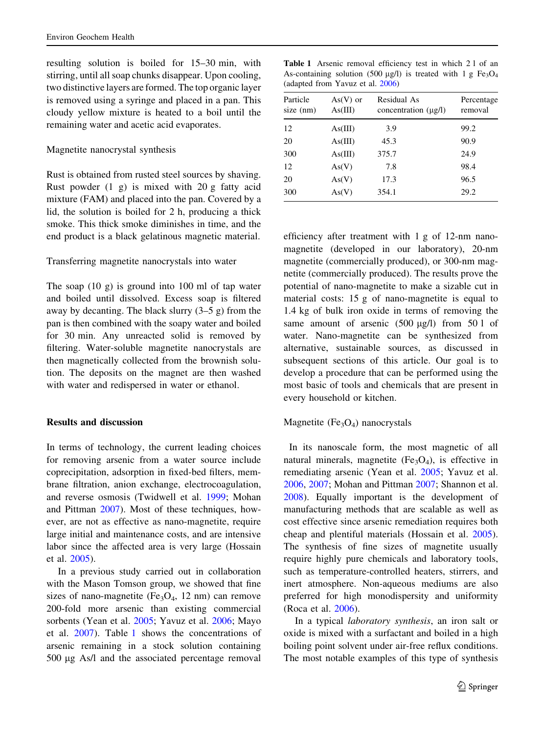resulting solution is boiled for 15–30 min, with stirring, until all soap chunks disappear. Upon cooling, two distinctive layers are formed. The top organic layer is removed using a syringe and placed in a pan. This cloudy yellow mixture is heated to a boil until the remaining water and acetic acid evaporates.

Magnetite nanocrystal synthesis

Rust is obtained from rusted steel sources by shaving. Rust powder (1 g) is mixed with 20 g fatty acid mixture (FAM) and placed into the pan. Covered by a lid, the solution is boiled for 2 h, producing a thick smoke. This thick smoke diminishes in time, and the end product is a black gelatinous magnetic material.

Transferring magnetite nanocrystals into water

The soap (10 g) is ground into 100 ml of tap water and boiled until dissolved. Excess soap is filtered away by decanting. The black slurry (3–5 g) from the pan is then combined with the soapy water and boiled for 30 min. Any unreacted solid is removed by filtering. Water-soluble magnetite nanocrystals are then magnetically collected from the brownish solution. The deposits on the magnet are then washed with water and redispersed in water or ethanol.

## Results and discussion

In terms of technology, the current leading choices for removing arsenic from a water source include coprecipitation, adsorption in fixed-bed filters, membrane filtration, anion exchange, electrocoagulation, and reverse osmosis (Twidwell et al. 1999; Mohan and Pittman 2007). Most of these techniques, however, are not as effective as nano-magnetite, require large initial and maintenance costs, and are intensive labor since the affected area is very large (Hossain et al. 2005).

In a previous study carried out in collaboration with the Mason Tomson group, we showed that fine sizes of nano-magnetite ($Fe_3O_4$, 12 nm) can remove 200-fold more arsenic than existing commercial sorbents (Yean et al. 2005; Yavuz et al. 2006; Mayo et al. 2007). Table 1 shows the concentrations of arsenic remaining in a stock solution containing 500 μg As/l and the associated percentage removal efficiency after treatment with 1 g of 12-nm nano-magnetite (developed in our laboratory), 20-nm magnetite (commercially produced), or 300-nm magnetite (commercially produced). The results prove the potential of nano-magnetite to make a sizable cut in material costs: 15 g of nano-magnetite is equal to 1.4 kg of bulk iron oxide in terms of removing the same amount of arsenic (500 μg/l) from 50 l of water. Nano-magnetite can be synthesized from alternative, sustainable sources, as discussed in subsequent sections of this article. Our goal is to develop a procedure that can be performed using the most basic of tools and chemicals that are present in every household or kitchen.

**Table 1** Arsenic removal efficiency test in which 2 l of an As-containing solution (500 μg/l) is treated with 1 g $Fe_3O_4$ (adapted from Yavuz et al. 2006)

| Particle size (nm) | As(V) or As(III) | Residual As concentration (μg/l) | Percentage removal |
|---|---|---|---|
| 12 | As(III) | 3.9 | 99.2 |
| 20 | As(III) | 45.3 | 90.9 |
| 300 | As(III) | 375.7 | 24.9 |
| 12 | As(V) | 7.8 | 98.4 |
| 20 | As(V) | 17.3 | 96.5 |
| 300 | As(V) | 354.1 | 29.2 |

Magnetite ($Fe_3O_4$) nanocrystals

In its nanoscale form, the most magnetic of all natural minerals, magnetite ($Fe_3O_4$), is effective in remediating arsenic (Yean et al. 2005; Yavuz et al. 2006, 2007; Mohan and Pittman 2007; Shannon et al. 2008). Equally important is the development of manufacturing methods that are scalable as well as cost effective since arsenic remediation requires both cheap and plentiful materials (Hossain et al. 2005). The synthesis of fine sizes of magnetite usually require highly pure chemicals and laboratory tools, such as temperature-controlled heaters, stirrers, and inert atmosphere. Non-aqueous mediums are also preferred for high monodispersity and uniformity (Roca et al. 2006).

In a typical *laboratory synthesis*, an iron salt or oxide is mixed with a surfactant and boiled in a high boiling point solvent under air-free reflux conditions. The most notable examples of this type of synthesis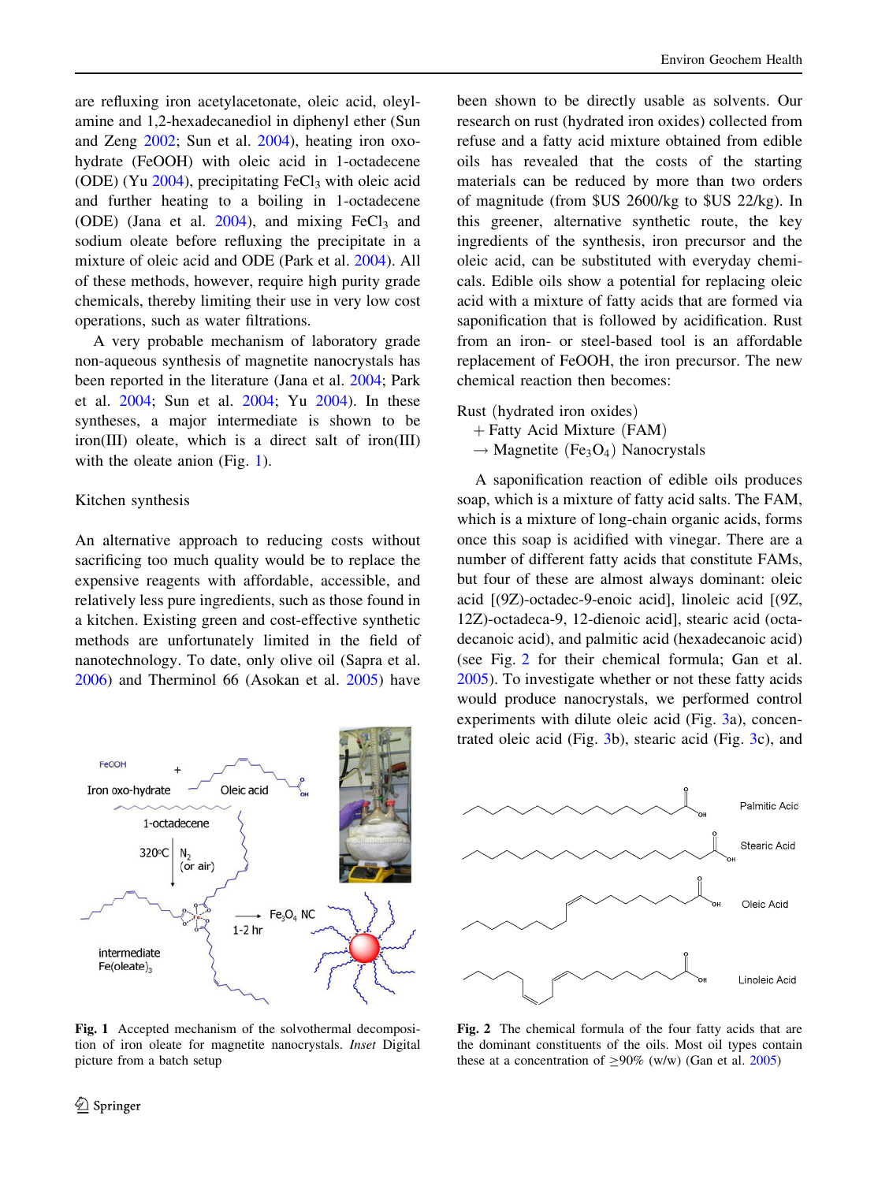are refluxing iron acetylacetonate, oleic acid, oleylamine and 1,2-hexadecanediol in diphenyl ether (Sun and Zeng 2002; Sun et al. 2004), heating iron oxohydrate (FeOOH) with oleic acid in 1-octadecene (ODE) (Yu 2004), precipitating $FeCl_3$ with oleic acid and further heating to a boiling in 1-octadecene (ODE) (Jana et al. 2004), and mixing $FeCl_3$ and sodium oleate before refluxing the precipitate in a mixture of oleic acid and ODE (Park et al. 2004). All of these methods, however, require high purity grade chemicals, thereby limiting their use in very low cost operations, such as water filtrations.

A very probable mechanism of laboratory grade non-aqueous synthesis of magnetite nanocrystals has been reported in the literature (Jana et al. 2004; Park et al. 2004; Sun et al. 2004; Yu 2004). In these syntheses, a major intermediate is shown to be iron(III) oleate, which is a direct salt of iron(III) with the oleate anion (Fig. 1).

## Kitchen synthesis

An alternative approach to reducing costs without sacrificing too much quality would be to replace the expensive reagents with affordable, accessible, and relatively less pure ingredients, such as those found in a kitchen. Existing green and cost-effective synthetic methods are unfortunately limited in the field of nanotechnology. To date, only olive oil (Sapra et al. 2006) and Therminol 66 (Asokan et al. 2005) have been shown to be directly usable as solvents. Our research on rust (hydrated iron oxides) collected from refuse and a fatty acid mixture obtained from edible oils has revealed that the costs of the starting materials can be reduced by more than two orders of magnitude (from $US 2600/kg to $US 22/kg). In this greener, alternative synthetic route, the key ingredients of the synthesis, iron precursor and the oleic acid, can be substituted with everyday chemicals. Edible oils show a potential for replacing oleic acid with a mixture of fatty acids that are formed via saponification that is followed by acidification. Rust from an iron- or steel-based tool is an affordable replacement of FeOOH, the iron precursor. The new chemical reaction then becomes:

Rust (hydrated iron oxides)
+ Fatty Acid Mixture (FAM)
→ Magnetite ($Fe_3O_4$) Nanocrystals

A saponification reaction of edible oils produces soap, which is a mixture of fatty acid salts. The FAM, which is a mixture of long-chain organic acids, forms once this soap is acidified with vinegar. There are a number of different fatty acids that constitute FAMs, but four of these are almost always dominant: oleic acid [(9Z)-octadec-9-enoic acid], linoleic acid [(9Z, 12Z)-octadeca-9, 12-dienoic acid], stearic acid (octadecanoic acid), and palmitic acid (hexadecanoic acid) (see Fig. 2 for their chemical formula; Gan et al. 2005). To investigate whether or not these fatty acids would produce nanocrystals, we performed control experiments with dilute oleic acid (Fig. 3a), concentrated oleic acid (Fig. 3b), stearic acid (Fig. 3c), and

**Fig. 1** Accepted mechanism of the solvothermal decomposition of iron oleate for magnetite nanocrystals. *Inset* Digital picture from a batch setup

**Fig. 2** The chemical formula of the four fatty acids that are the dominant constituents of the oils. Most oil types contain these at a concentration of ≥90% (w/w) (Gan et al. 2005)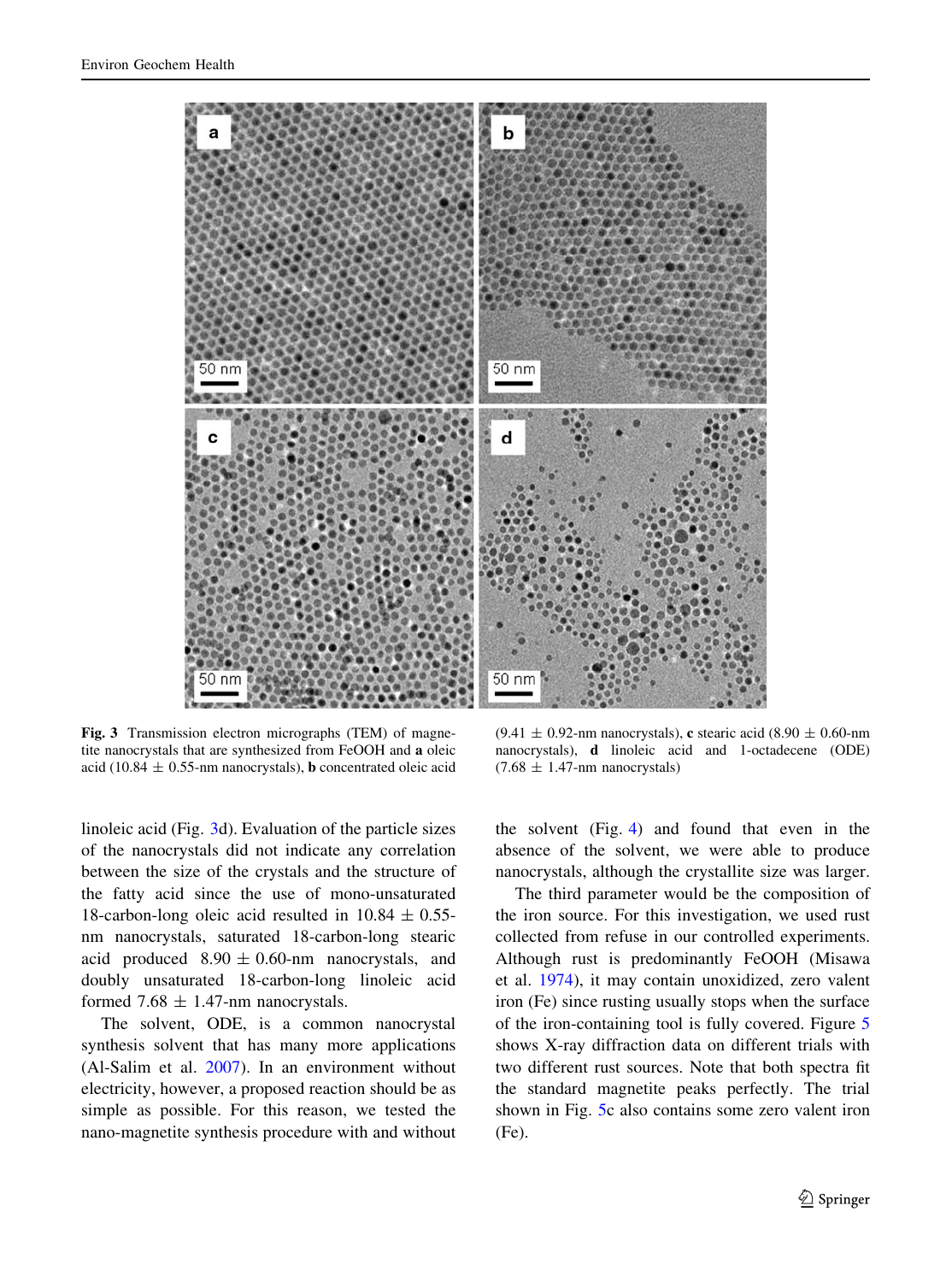**Fig. 3** Transmission electron micrographs (TEM) of magnetite nanocrystals that are synthesized from FeOOH and **a** oleic acid (10.84 ± 0.55-nm nanocrystals), **b** concentrated oleic acid (9.41 ± 0.92-nm nanocrystals), **c** stearic acid (8.90 ± 0.60-nm nanocrystals), **d** linoleic acid and 1-octadecene (ODE) (7.68 ± 1.47-nm nanocrystals)

linoleic acid (Fig. 3d). Evaluation of the particle sizes of the nanocrystals did not indicate any correlation between the size of the crystals and the structure of the fatty acid since the use of mono-unsaturated 18-carbon-long oleic acid resulted in 10.84 ± 0.55-nm nanocrystals, saturated 18-carbon-long stearic acid produced 8.90 ± 0.60-nm nanocrystals, and doubly unsaturated 18-carbon-long linoleic acid formed 7.68 ± 1.47-nm nanocrystals.

The solvent, ODE, is a common nanocrystal synthesis solvent that has many more applications (Al-Salim et al. 2007). In an environment without electricity, however, a proposed reaction should be as simple as possible. For this reason, we tested the nano-magnetite synthesis procedure with and without the solvent (Fig. 4) and found that even in the absence of the solvent, we were able to produce nanocrystals, although the crystallite size was larger.

The third parameter would be the composition of the iron source. For this investigation, we used rust collected from refuse in our controlled experiments. Although rust is predominantly FeOOH (Misawa et al. 1974), it may contain unoxidized, zero valent iron (Fe) since rusting usually stops when the surface of the iron-containing tool is fully covered. Figure 5 shows X-ray diffraction data on different trials with two different rust sources. Note that both spectra fit the standard magnetite peaks perfectly. The trial shown in Fig. 5c also contains some zero valent iron (Fe).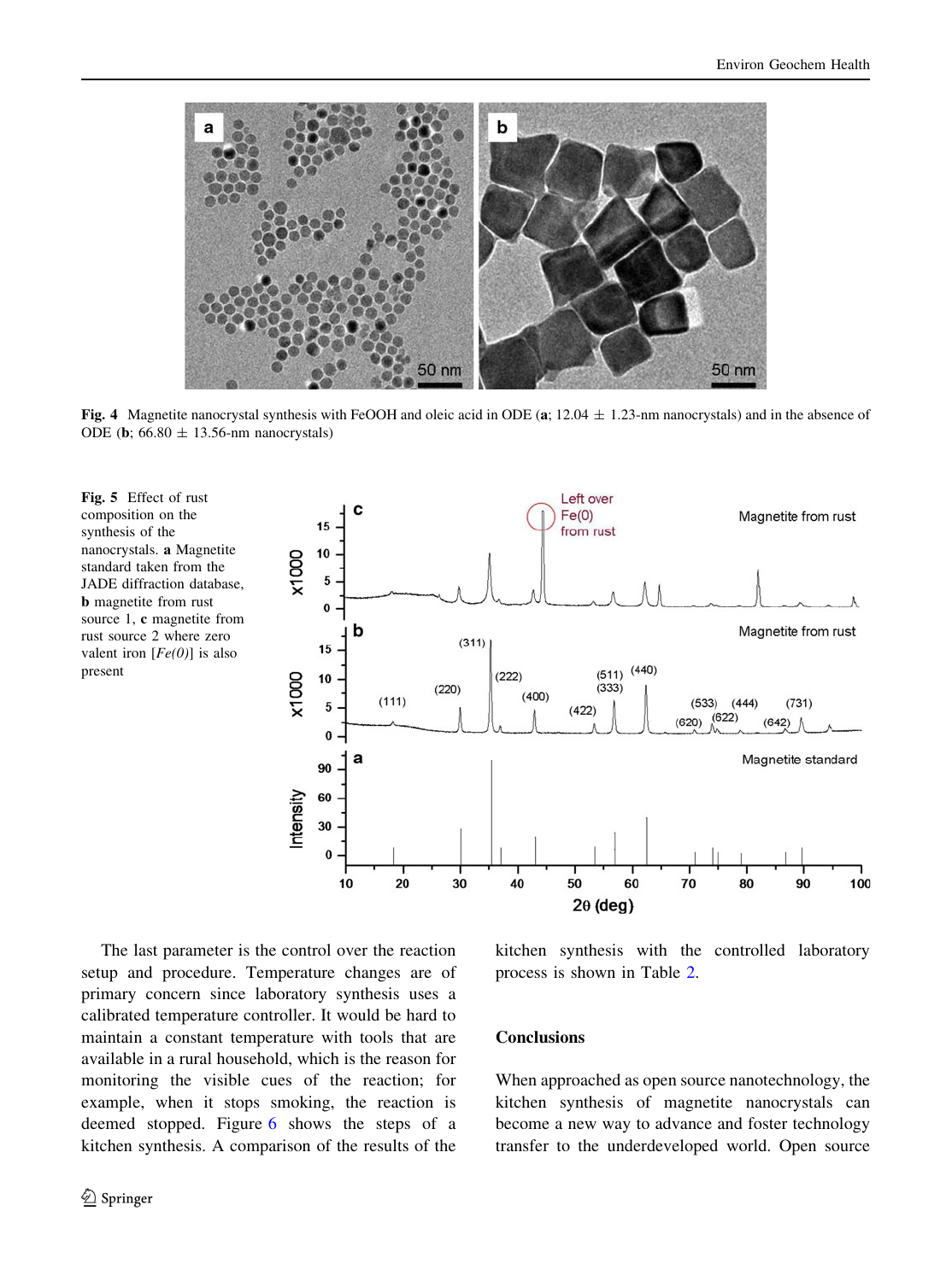**Fig. 4** Magnetite nanocrystal synthesis with FeOOH and oleic acid in ODE (**a**; 12.04 ± 1.23-nm nanocrystals) and in the absence of ODE (**b**; 66.80 ± 13.56-nm nanocrystals)

**Fig. 5** Effect of rust composition on the synthesis of the nanocrystals. **a** Magnetite standard taken from the JADE diffraction database, **b** magnetite from rust source 1, **c** magnetite from rust source 2 where zero valent iron [*Fe(0)*] is also present

The last parameter is the control over the reaction setup and procedure. Temperature changes are of primary concern since laboratory synthesis uses a calibrated temperature controller. It would be hard to maintain a constant temperature with tools that are available in a rural household, which is the reason for monitoring the visible cues of the reaction; for example, when it stops smoking, the reaction is deemed stopped. Figure 6 shows the steps of a kitchen synthesis. A comparison of the results of the kitchen synthesis with the controlled laboratory process is shown in Table 2.

## Conclusions

When approached as open source nanotechnology, the kitchen synthesis of magnetite nanocrystals can become a new way to advance and foster technology transfer to the underdeveloped world. Open source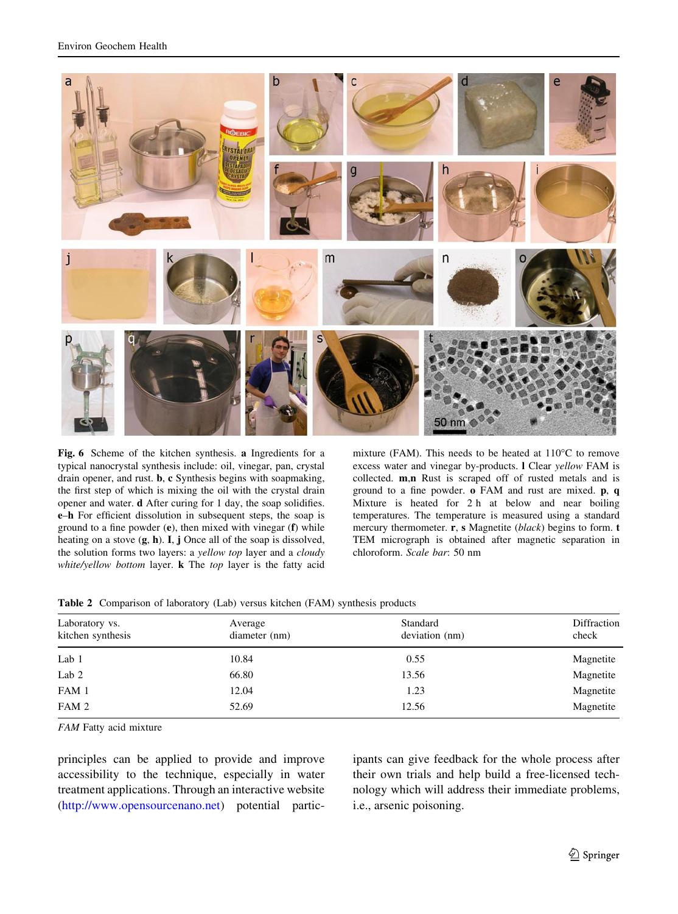**Fig. 6** Scheme of the kitchen synthesis. **a** Ingredients for a typical nanocrystal synthesis include: oil, vinegar, pan, crystal drain opener, and rust. **b**, **c** Synthesis begins with soapmaking, the first step of which is mixing the oil with the crystal drain opener and water. **d** After curing for 1 day, the soap solidifies. **e**–**h** For efficient dissolution in subsequent steps, the soap is ground to a fine powder (**e**), then mixed with vinegar (**f**) while heating on a stove (**g**, **h**). **I**, **j** Once all of the soap is dissolved, the solution forms two layers: a *yellow top* layer and a *cloudy white/yellow bottom* layer. **k** The *top* layer is the fatty acid mixture (FAM). This needs to be heated at 110°C to remove excess water and vinegar by-products. **l** Clear *yellow* FAM is collected. **m**,**n** Rust is scraped off of rusted metals and is ground to a fine powder. **o** FAM and rust are mixed. **p**, **q** Mixture is heated for 2 h at below and near boiling temperatures. The temperature is measured using a standard mercury thermometer. **r**, **s** Magnetite (*black*) begins to form. **t** TEM micrograph is obtained after magnetic separation in chloroform. *Scale bar*: 50 nm

**Table 2** Comparison of laboratory (Lab) versus kitchen (FAM) synthesis products

| Laboratory vs. kitchen synthesis | Average diameter (nm) | Standard deviation (nm) | Diffraction check |
|---|---|---|---|
| Lab 1 | 10.84 | 0.55 | Magnetite |
| Lab 2 | 66.80 | 13.56 | Magnetite |
| FAM 1 | 12.04 | 1.23 | Magnetite |
| FAM 2 | 52.69 | 12.56 | Magnetite |

*FAM* Fatty acid mixture

principles can be applied to provide and improve accessibility to the technique, especially in water treatment applications. Through an interactive website (http://www.opensourcenano.net) potential participants can give feedback for the whole process after their own trials and help build a free-licensed technology which will address their immediate problems, i.e., arsenic poisoning.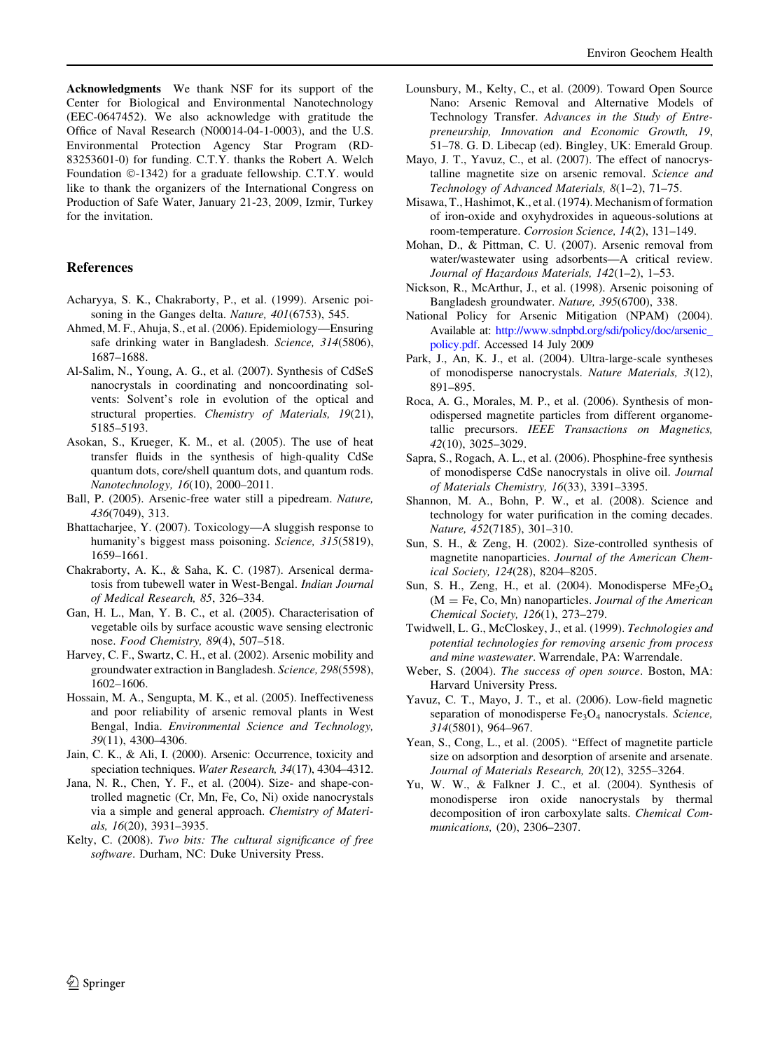**Acknowledgments** We thank NSF for its support of the Center for Biological and Environmental Nanotechnology (EEC-0647452). We also acknowledge with gratitude the Office of Naval Research (N00014-04-1-0003), and the U.S. Environmental Protection Agency Star Program (RD-83253601-0) for funding. C.T.Y. thanks the Robert A. Welch Foundation ©-1342) for a graduate fellowship. C.T.Y. would like to thank the organizers of the International Congress on Production of Safe Water, January 21-23, 2009, Izmir, Turkey for the invitation.

## References

Acharyya, S. K., Chakraborty, P., et al. (1999). Arsenic poisoning in the Ganges delta. *Nature, 401*(6753), 545.

Ahmed, M. F., Ahuja, S., et al. (2006). Epidemiology—Ensuring safe drinking water in Bangladesh. *Science, 314*(5806), 1687–1688.

Al-Salim, N., Young, A. G., et al. (2007). Synthesis of CdSeS nanocrystals in coordinating and noncoordinating solvents: Solvent's role in evolution of the optical and structural properties. *Chemistry of Materials, 19*(21), 5185–5193.

Asokan, S., Krueger, K. M., et al. (2005). The use of heat transfer fluids in the synthesis of high-quality CdSe quantum dots, core/shell quantum dots, and quantum rods. *Nanotechnology, 16*(10), 2000–2011.

Ball, P. (2005). Arsenic-free water still a pipedream. *Nature, 436*(7049), 313.

Bhattacharjee, Y. (2007). Toxicology—A sluggish response to humanity's biggest mass poisoning. *Science, 315*(5819), 1659–1661.

Chakraborty, A. K., & Saha, K. C. (1987). Arsenical dermatosis from tubewell water in West-Bengal. *Indian Journal of Medical Research, 85*, 326–334.

Gan, H. L., Man, Y. B. C., et al. (2005). Characterisation of vegetable oils by surface acoustic wave sensing electronic nose. *Food Chemistry, 89*(4), 507–518.

Harvey, C. F., Swartz, C. H., et al. (2002). Arsenic mobility and groundwater extraction in Bangladesh. *Science, 298*(5598), 1602–1606.

Hossain, M. A., Sengupta, M. K., et al. (2005). Ineffectiveness and poor reliability of arsenic removal plants in West Bengal, India. *Environmental Science and Technology, 39*(11), 4300–4306.

Jain, C. K., & Ali, I. (2000). Arsenic: Occurrence, toxicity and speciation techniques. *Water Research, 34*(17), 4304–4312.

Jana, N. R., Chen, Y. F., et al. (2004). Size- and shape-controlled magnetic (Cr, Mn, Fe, Co, Ni) oxide nanocrystals via a simple and general approach. *Chemistry of Materials, 16*(20), 3931–3935.

Kelty, C. (2008). *Two bits: The cultural significance of free software*. Durham, NC: Duke University Press.

Lounsbury, M., Kelty, C., et al. (2009). Toward Open Source Nano: Arsenic Removal and Alternative Models of Technology Transfer. *Advances in the Study of Entrepreneurship, Innovation and Economic Growth, 19*, 51–78. G. D. Libecap (ed). Bingley, UK: Emerald Group.

Mayo, J. T., Yavuz, C., et al. (2007). The effect of nanocrystalline magnetite size on arsenic removal. *Science and Technology of Advanced Materials, 8*(1–2), 71–75.

Misawa, T., Hashimot, K., et al. (1974). Mechanism of formation of iron-oxide and oxyhydroxides in aqueous-solutions at room-temperature. *Corrosion Science, 14*(2), 131–149.

Mohan, D., & Pittman, C. U. (2007). Arsenic removal from water/wastewater using adsorbents—A critical review. *Journal of Hazardous Materials, 142*(1–2), 1–53.

Nickson, R., McArthur, J., et al. (1998). Arsenic poisoning of Bangladesh groundwater. *Nature, 395*(6700), 338.

National Policy for Arsenic Mitigation (NPAM) (2004). Available at: http://www.sdnpbd.org/sdi/policy/doc/arsenic_policy.pdf. Accessed 14 July 2009

Park, J., An, K. J., et al. (2004). Ultra-large-scale syntheses of monodisperse nanocrystals. *Nature Materials, 3*(12), 891–895.

Roca, A. G., Morales, M. P., et al. (2006). Synthesis of monodispersed magnetite particles from different organometallic precursors. *IEEE Transactions on Magnetics, 42*(10), 3025–3029.

Sapra, S., Rogach, A. L., et al. (2006). Phosphine-free synthesis of monodisperse CdSe nanocrystals in olive oil. *Journal of Materials Chemistry, 16*(33), 3391–3395.

Shannon, M. A., Bohn, P. W., et al. (2008). Science and technology for water purification in the coming decades. *Nature, 452*(7185), 301–310.

Sun, S. H., & Zeng, H. (2002). Size-controlled synthesis of magnetite nanoparticles. *Journal of the American Chemical Society, 124*(28), 8204–8205.

Sun, S. H., Zeng, H., et al. (2004). Monodisperse $MFe_2O_4$ (M = Fe, Co, Mn) nanoparticles. *Journal of the American Chemical Society, 126*(1), 273–279.

Twidwell, L. G., McCloskey, J., et al. (1999). *Technologies and potential technologies for removing arsenic from process and mine wastewater*. Warrendale, PA: Warrendale.

Weber, S. (2004). *The success of open source*. Boston, MA: Harvard University Press.

Yavuz, C. T., Mayo, J. T., et al. (2006). Low-field magnetic separation of monodisperse $Fe_3O_4$ nanocrystals. *Science, 314*(5801), 964–967.

Yean, S., Cong, L., et al. (2005). "Effect of magnetite particle size on adsorption and desorption of arsenite and arsenate. *Journal of Materials Research, 20*(12), 3255–3264.

Yu, W. W., & Falkner J. C., et al. (2004). Synthesis of monodisperse iron oxide nanocrystals by thermal decomposition of iron carboxylate salts. *Chemical Communications*, (20), 2306–2307.